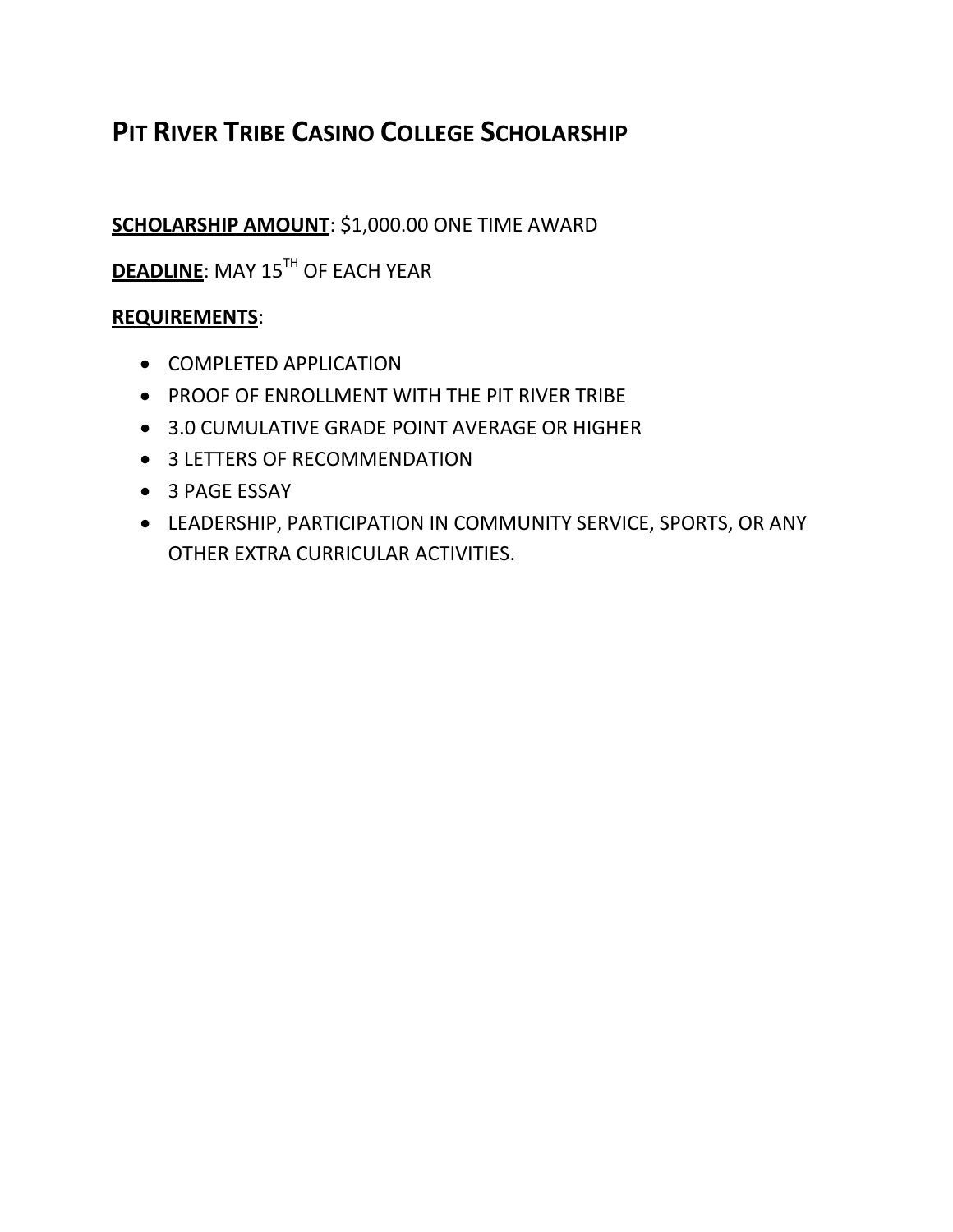# PIT RIVER TRIBE CASINO COLLEGE SCHOLARSHIP

**<u>SCHOLARSHIP AMOUNT</u>**: $1,000.00 ONE TIME AWARD

**<u>DEADLINE</u>**: MAY 15TH OF EACH YEAR

**<u>REQUIREMENTS</u>**:

- COMPLETED APPLICATION
- PROOF OF ENROLLMENT WITH THE PIT RIVER TRIBE
- 3.0 CUMULATIVE GRADE POINT AVERAGE OR HIGHER
- 3 LETTERS OF RECOMMENDATION
- 3 PAGE ESSAY
- LEADERSHIP, PARTICIPATION IN COMMUNITY SERVICE, SPORTS, OR ANY OTHER EXTRA CURRICULAR ACTIVITIES.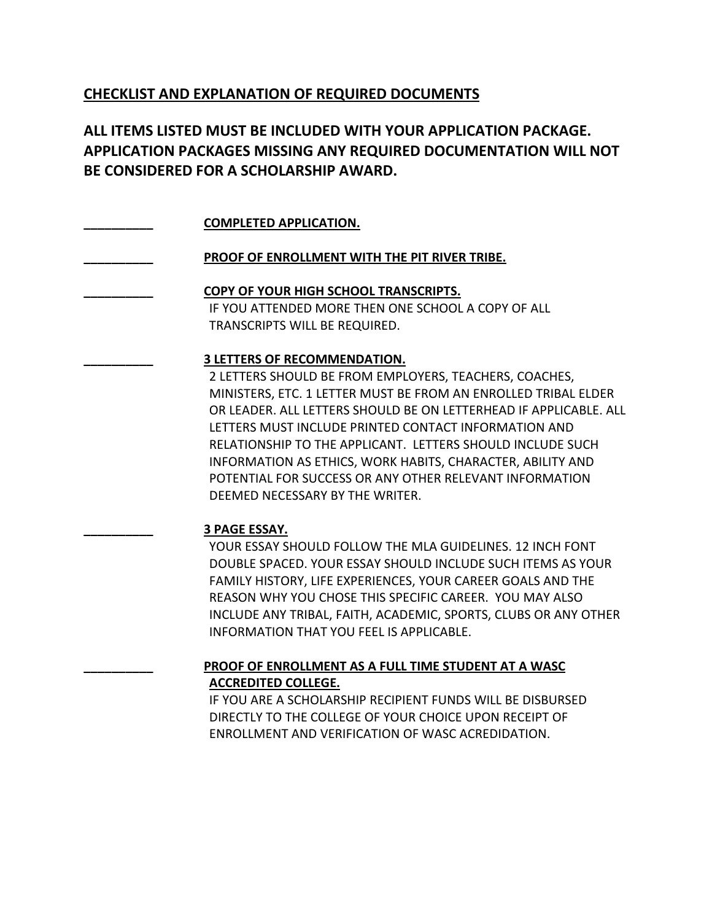## CHECKLIST AND EXPLANATION OF REQUIRED DOCUMENTS

**ALL ITEMS LISTED MUST BE INCLUDED WITH YOUR APPLICATION PACKAGE. APPLICATION PACKAGES MISSING ANY REQUIRED DOCUMENTATION WILL NOT BE CONSIDERED FOR A SCHOLARSHIP AWARD.**

__________ **COMPLETED APPLICATION.**

__________ **PROOF OF ENROLLMENT WITH THE PIT RIVER TRIBE.**

__________ **COPY OF YOUR HIGH SCHOOL TRANSCRIPTS.**
IF YOU ATTENDED MORE THEN ONE SCHOOL A COPY OF ALL TRANSCRIPTS WILL BE REQUIRED.

__________ **3 LETTERS OF RECOMMENDATION.**
2 LETTERS SHOULD BE FROM EMPLOYERS, TEACHERS, COACHES, MINISTERS, ETC. 1 LETTER MUST BE FROM AN ENROLLED TRIBAL ELDER OR LEADER. ALL LETTERS SHOULD BE ON LETTERHEAD IF APPLICABLE. ALL LETTERS MUST INCLUDE PRINTED CONTACT INFORMATION AND RELATIONSHIP TO THE APPLICANT. LETTERS SHOULD INCLUDE SUCH INFORMATION AS ETHICS, WORK HABITS, CHARACTER, ABILITY AND POTENTIAL FOR SUCCESS OR ANY OTHER RELEVANT INFORMATION DEEMED NECESSARY BY THE WRITER.

__________ **3 PAGE ESSAY.**
YOUR ESSAY SHOULD FOLLOW THE MLA GUIDELINES. 12 INCH FONT DOUBLE SPACED. YOUR ESSAY SHOULD INCLUDE SUCH ITEMS AS YOUR FAMILY HISTORY, LIFE EXPERIENCES, YOUR CAREER GOALS AND THE REASON WHY YOU CHOSE THIS SPECIFIC CAREER. YOU MAY ALSO INCLUDE ANY TRIBAL, FAITH, ACADEMIC, SPORTS, CLUBS OR ANY OTHER INFORMATION THAT YOU FEEL IS APPLICABLE.

__________ **PROOF OF ENROLLMENT AS A FULL TIME STUDENT AT A WASC ACCREDITED COLLEGE.**
IF YOU ARE A SCHOLARSHIP RECIPIENT FUNDS WILL BE DISBURSED DIRECTLY TO THE COLLEGE OF YOUR CHOICE UPON RECEIPT OF ENROLLMENT AND VERIFICATION OF WASC ACREDIDATION.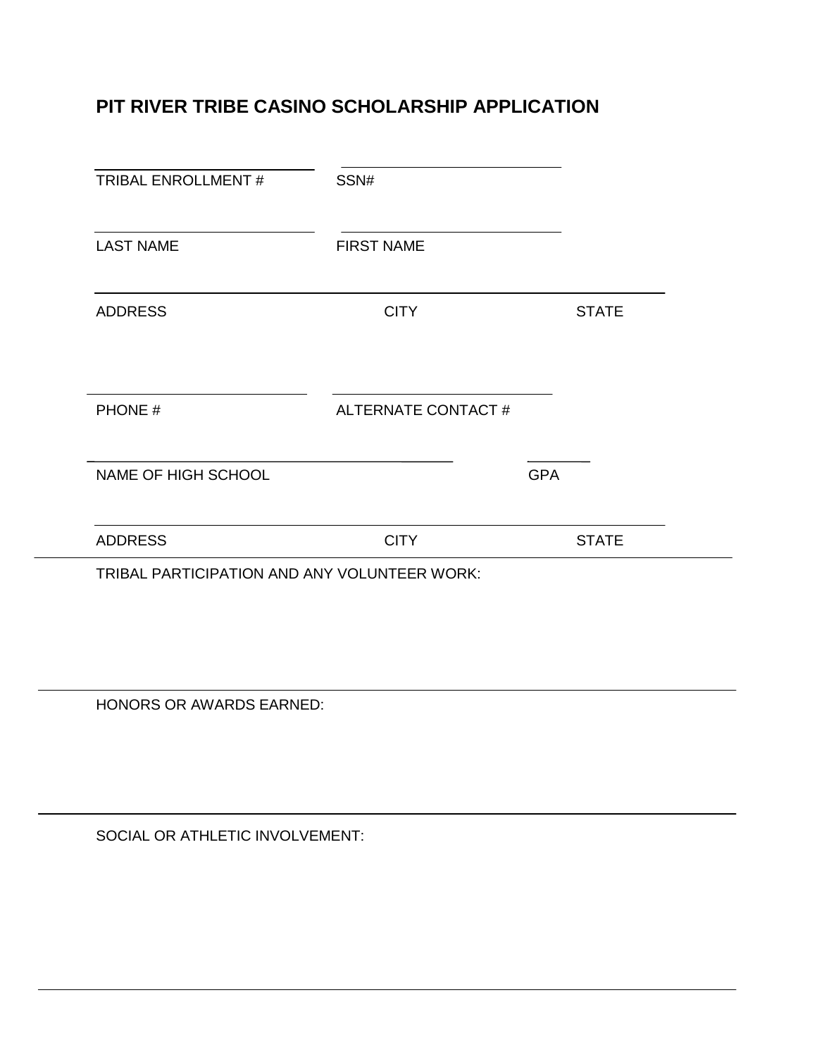## PIT RIVER TRIBE CASINO SCHOLARSHIP APPLICATION

\_\_\_\_\_\_\_\_\_\_\_\_\_\_\_\_\_\_\_\_\_\_\_\_\_\_\_\_ \_\_\_\_\_\_\_\_\_\_\_\_\_\_\_\_\_\_\_\_\_\_\_\_\_\_\_\_

TRIBAL ENROLLMENT # SSN#

\_\_\_\_\_\_\_\_\_\_\_\_\_\_\_\_\_\_\_\_\_\_\_\_\_\_\_\_ \_\_\_\_\_\_\_\_\_\_\_\_\_\_\_\_\_\_\_\_\_\_\_\_\_\_\_\_

LAST NAME FIRST NAME

\_\_\_\_\_\_\_\_\_\_\_\_\_\_\_\_\_\_\_\_\_\_\_\_\_\_\_\_\_\_\_\_\_\_\_\_\_\_\_\_\_\_\_\_\_\_\_\_\_\_\_\_\_\_\_\_\_\_\_\_\_\_\_\_\_\_\_\_\_\_

ADDRESS CITY STATE

\_\_\_\_\_\_\_\_\_\_\_\_\_\_\_\_\_\_\_\_\_\_\_\_\_\_\_\_ \_\_\_\_\_\_\_\_\_\_\_\_\_\_\_\_\_\_\_\_\_\_\_\_\_\_\_\_

PHONE # ALTERNATE CONTACT #

\_\_\_\_\_\_\_\_\_\_\_\_\_\_\_\_\_\_\_\_\_\_\_\_\_\_\_\_\_\_\_\_\_\_\_\_\_\_\_\_\_\_\_\_\_\_\_\_\_\_\_\_ \_\_\_\_\_\_\_\_

NAME OF HIGH SCHOOL GPA

\_\_\_\_\_\_\_\_\_\_\_\_\_\_\_\_\_\_\_\_\_\_\_\_\_\_\_\_\_\_\_\_\_\_\_\_\_\_\_\_\_\_\_\_\_\_\_\_\_\_\_\_\_\_\_\_\_\_\_\_\_\_\_\_\_\_\_\_\_\_

ADDRESS CITY STATE

---

TRIBAL PARTICIPATION AND ANY VOLUNTEER WORK:

---

HONORS OR AWARDS EARNED:

---

SOCIAL OR ATHLETIC INVOLVEMENT:

---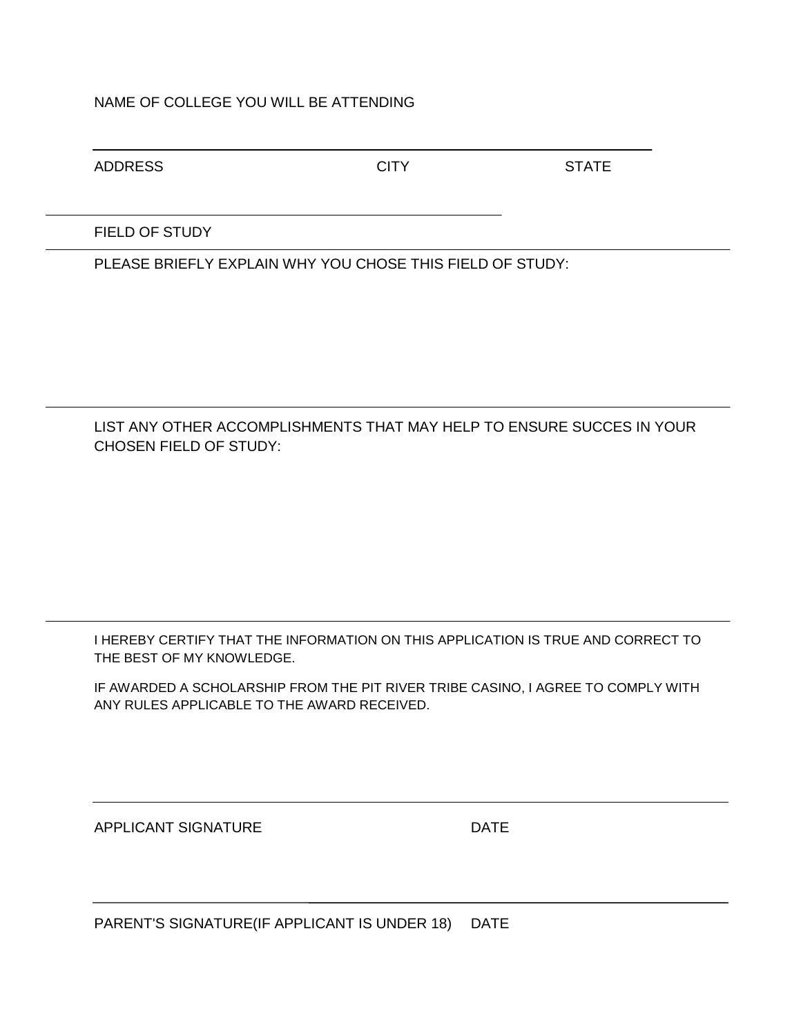NAME OF COLLEGE YOU WILL BE ATTENDING

ADDRESS CITY STATE

FIELD OF STUDY

PLEASE BRIEFLY EXPLAIN WHY YOU CHOSE THIS FIELD OF STUDY:

LIST ANY OTHER ACCOMPLISHMENTS THAT MAY HELP TO ENSURE SUCCES IN YOUR CHOSEN FIELD OF STUDY:

I HEREBY CERTIFY THAT THE INFORMATION ON THIS APPLICATION IS TRUE AND CORRECT TO THE BEST OF MY KNOWLEDGE.

IF AWARDED A SCHOLARSHIP FROM THE PIT RIVER TRIBE CASINO, I AGREE TO COMPLY WITH ANY RULES APPLICABLE TO THE AWARD RECEIVED.

APPLICANT SIGNATURE DATE

PARENT'S SIGNATURE(IF APPLICANT IS UNDER 18) DATE